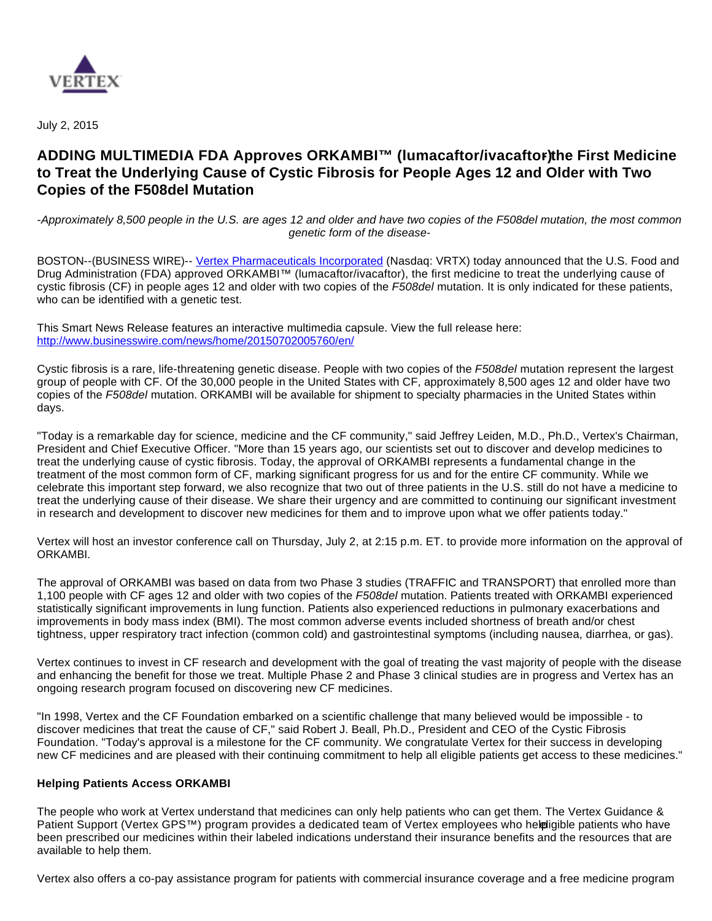VERTEX

July 2, 2015

# ADDING MULTIMEDIA FDA Approves ORKAMBI™ (lumacaftor/ivacaftor), the First Medicine to Treat the Underlying Cause of Cystic Fibrosis for People Ages 12 and Older with Two Copies of the F508del Mutation

*-Approximately 8,500 people in the U.S. are ages 12 and older and have two copies of the F508del mutation, the most common genetic form of the disease-*

BOSTON--(BUSINESS WIRE)-- Vertex Pharmaceuticals Incorporated (Nasdaq: VRTX) today announced that the U.S. Food and Drug Administration (FDA) approved ORKAMBI™ (lumacaftor/ivacaftor), the first medicine to treat the underlying cause of cystic fibrosis (CF) in people ages 12 and older with two copies of the *F508del* mutation. It is only indicated for these patients, who can be identified with a genetic test.

This Smart News Release features an interactive multimedia capsule. View the full release here: http://www.businesswire.com/news/home/20150702005760/en/

Cystic fibrosis is a rare, life-threatening genetic disease. People with two copies of the *F508del* mutation represent the largest group of people with CF. Of the 30,000 people in the United States with CF, approximately 8,500 ages 12 and older have two copies of the *F508del* mutation. ORKAMBI will be available for shipment to specialty pharmacies in the United States within days.

"Today is a remarkable day for science, medicine and the CF community," said Jeffrey Leiden, M.D., Ph.D., Vertex's Chairman, President and Chief Executive Officer. "More than 15 years ago, our scientists set out to discover and develop medicines to treat the underlying cause of cystic fibrosis. Today, the approval of ORKAMBI represents a fundamental change in the treatment of the most common form of CF, marking significant progress for us and for the entire CF community. While we celebrate this important step forward, we also recognize that two out of three patients in the U.S. still do not have a medicine to treat the underlying cause of their disease. We share their urgency and are committed to continuing our significant investment in research and development to discover new medicines for them and to improve upon what we offer patients today."

Vertex will host an investor conference call on Thursday, July 2, at 2:15 p.m. ET. to provide more information on the approval of ORKAMBI.

The approval of ORKAMBI was based on data from two Phase 3 studies (TRAFFIC and TRANSPORT) that enrolled more than 1,100 people with CF ages 12 and older with two copies of the *F508del* mutation. Patients treated with ORKAMBI experienced statistically significant improvements in lung function. Patients also experienced reductions in pulmonary exacerbations and improvements in body mass index (BMI). The most common adverse events included shortness of breath and/or chest tightness, upper respiratory tract infection (common cold) and gastrointestinal symptoms (including nausea, diarrhea, or gas).

Vertex continues to invest in CF research and development with the goal of treating the vast majority of people with the disease and enhancing the benefit for those we treat. Multiple Phase 2 and Phase 3 clinical studies are in progress and Vertex has an ongoing research program focused on discovering new CF medicines.

"In 1998, Vertex and the CF Foundation embarked on a scientific challenge that many believed would be impossible - to discover medicines that treat the cause of CF," said Robert J. Beall, Ph.D., President and CEO of the Cystic Fibrosis Foundation. "Today's approval is a milestone for the CF community. We congratulate Vertex for their success in developing new CF medicines and are pleased with their continuing commitment to help all eligible patients get access to these medicines."

**Helping Patients Access ORKAMBI**

The people who work at Vertex understand that medicines can only help patients who can get them. The Vertex Guidance & Patient Support (Vertex GPS™) program provides a dedicated team of Vertex employees who help eligible patients who have been prescribed our medicines within their labeled indications understand their insurance benefits and the resources that are available to help them.

Vertex also offers a co-pay assistance program for patients with commercial insurance coverage and a free medicine program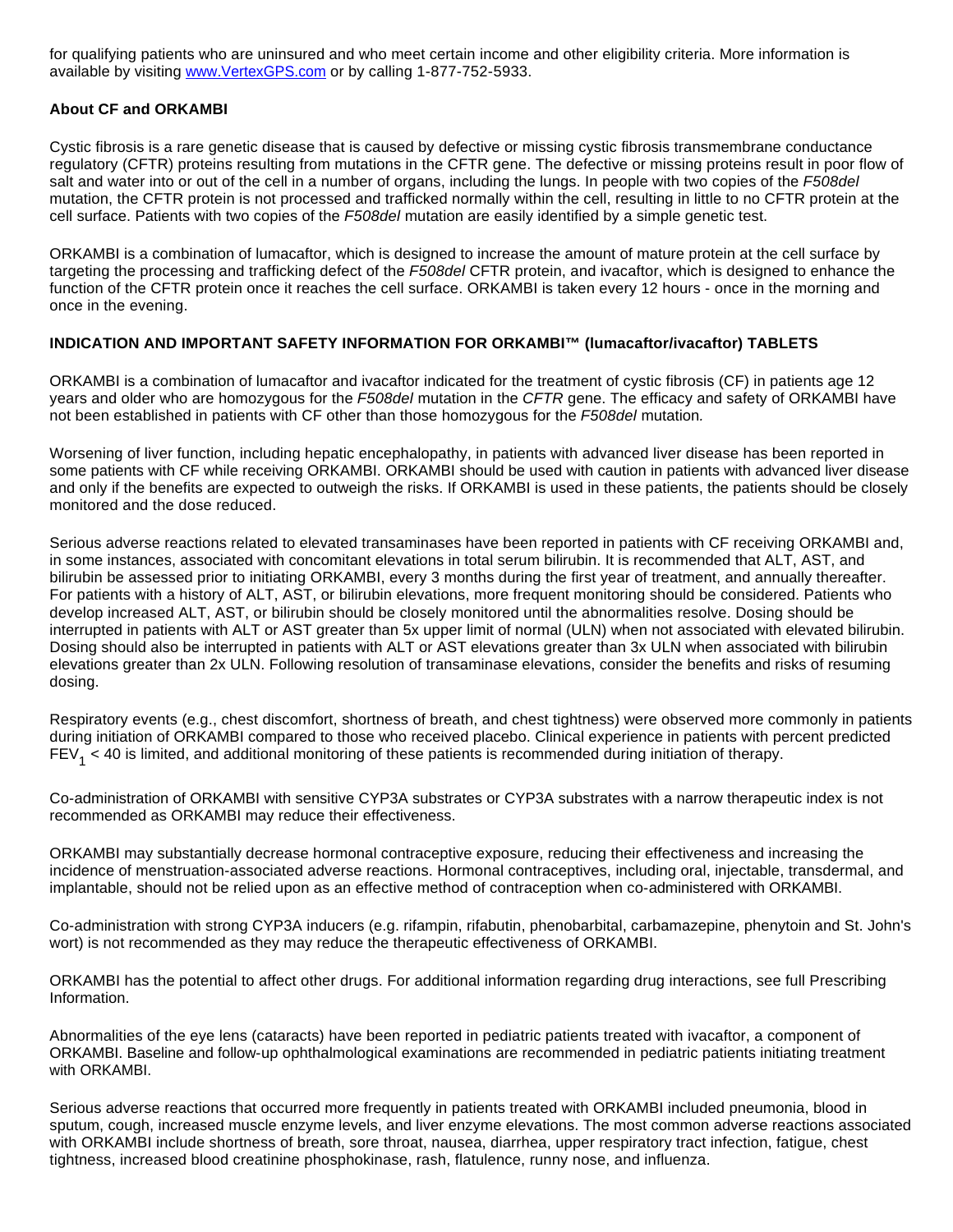for qualifying patients who are uninsured and who meet certain income and other eligibility criteria. More information is available by visiting [www.VertexGPS.com](http://www.VertexGPS.com) or by calling 1-877-752-5933.

**About CF and ORKAMBI**

Cystic fibrosis is a rare genetic disease that is caused by defective or missing cystic fibrosis transmembrane conductance regulatory (CFTR) proteins resulting from mutations in the CFTR gene. The defective or missing proteins result in poor flow of salt and water into or out of the cell in a number of organs, including the lungs. In people with two copies of the *F508del* mutation, the CFTR protein is not processed and trafficked normally within the cell, resulting in little to no CFTR protein at the cell surface. Patients with two copies of the *F508del* mutation are easily identified by a simple genetic test.

ORKAMBI is a combination of lumacaftor, which is designed to increase the amount of mature protein at the cell surface by targeting the processing and trafficking defect of the *F508del* CFTR protein, and ivacaftor, which is designed to enhance the function of the CFTR protein once it reaches the cell surface. ORKAMBI is taken every 12 hours - once in the morning and once in the evening.

**INDICATION AND IMPORTANT SAFETY INFORMATION FOR ORKAMBI™ (lumacaftor/ivacaftor) TABLETS**

ORKAMBI is a combination of lumacaftor and ivacaftor indicated for the treatment of cystic fibrosis (CF) in patients age 12 years and older who are homozygous for the *F508del* mutation in the *CFTR* gene. The efficacy and safety of ORKAMBI have not been established in patients with CF other than those homozygous for the *F508del* mutation*.*

Worsening of liver function, including hepatic encephalopathy, in patients with advanced liver disease has been reported in some patients with CF while receiving ORKAMBI. ORKAMBI should be used with caution in patients with advanced liver disease and only if the benefits are expected to outweigh the risks. If ORKAMBI is used in these patients, the patients should be closely monitored and the dose reduced.

Serious adverse reactions related to elevated transaminases have been reported in patients with CF receiving ORKAMBI and, in some instances, associated with concomitant elevations in total serum bilirubin. It is recommended that ALT, AST, and bilirubin be assessed prior to initiating ORKAMBI, every 3 months during the first year of treatment, and annually thereafter. For patients with a history of ALT, AST, or bilirubin elevations, more frequent monitoring should be considered. Patients who develop increased ALT, AST, or bilirubin should be closely monitored until the abnormalities resolve. Dosing should be interrupted in patients with ALT or AST greater than 5x upper limit of normal (ULN) when not associated with elevated bilirubin. Dosing should also be interrupted in patients with ALT or AST elevations greater than 3x ULN when associated with bilirubin elevations greater than 2x ULN. Following resolution of transaminase elevations, consider the benefits and risks of resuming dosing.

Respiratory events (e.g., chest discomfort, shortness of breath, and chest tightness) were observed more commonly in patients during initiation of ORKAMBI compared to those who received placebo. Clinical experience in patients with percent predicted $FEV_1 < 40$ is limited, and additional monitoring of these patients is recommended during initiation of therapy.

Co-administration of ORKAMBI with sensitive CYP3A substrates or CYP3A substrates with a narrow therapeutic index is not recommended as ORKAMBI may reduce their effectiveness.

ORKAMBI may substantially decrease hormonal contraceptive exposure, reducing their effectiveness and increasing the incidence of menstruation-associated adverse reactions. Hormonal contraceptives, including oral, injectable, transdermal, and implantable, should not be relied upon as an effective method of contraception when co-administered with ORKAMBI.

Co-administration with strong CYP3A inducers (e.g. rifampin, rifabutin, phenobarbital, carbamazepine, phenytoin and St. John's wort) is not recommended as they may reduce the therapeutic effectiveness of ORKAMBI.

ORKAMBI has the potential to affect other drugs. For additional information regarding drug interactions, see full Prescribing Information.

Abnormalities of the eye lens (cataracts) have been reported in pediatric patients treated with ivacaftor, a component of ORKAMBI. Baseline and follow-up ophthalmological examinations are recommended in pediatric patients initiating treatment with ORKAMBI.

Serious adverse reactions that occurred more frequently in patients treated with ORKAMBI included pneumonia, blood in sputum, cough, increased muscle enzyme levels, and liver enzyme elevations. The most common adverse reactions associated with ORKAMBI include shortness of breath, sore throat, nausea, diarrhea, upper respiratory tract infection, fatigue, chest tightness, increased blood creatinine phosphokinase, rash, flatulence, runny nose, and influenza.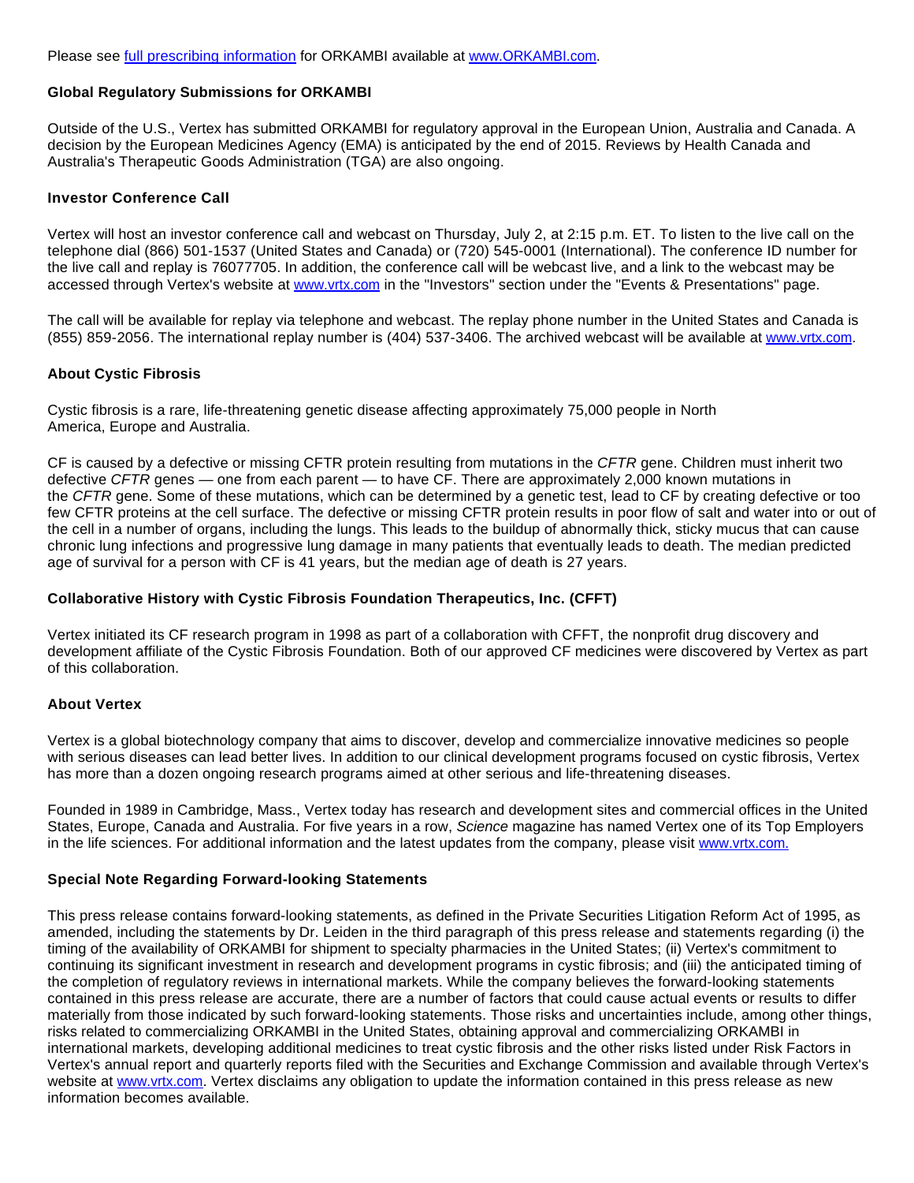Please see [full prescribing information](#) for ORKAMBI available at [www.ORKAMBI.com](http://www.ORKAMBI.com).

## Global Regulatory Submissions for ORKAMBI

Outside of the U.S., Vertex has submitted ORKAMBI for regulatory approval in the European Union, Australia and Canada. A decision by the European Medicines Agency (EMA) is anticipated by the end of 2015. Reviews by Health Canada and Australia's Therapeutic Goods Administration (TGA) are also ongoing.

## Investor Conference Call

Vertex will host an investor conference call and webcast on Thursday, July 2, at 2:15 p.m. ET. To listen to the live call on the telephone dial (866) 501-1537 (United States and Canada) or (720) 545-0001 (International). The conference ID number for the live call and replay is 76077705. In addition, the conference call will be webcast live, and a link to the webcast may be accessed through Vertex's website at [www.vrtx.com](http://www.vrtx.com) in the "Investors" section under the "Events & Presentations" page.

The call will be available for replay via telephone and webcast. The replay phone number in the United States and Canada is (855) 859-2056. The international replay number is (404) 537-3406. The archived webcast will be available at [www.vrtx.com](http://www.vrtx.com).

## About Cystic Fibrosis

Cystic fibrosis is a rare, life-threatening genetic disease affecting approximately 75,000 people in North America, Europe and Australia.

CF is caused by a defective or missing CFTR protein resulting from mutations in the *CFTR* gene. Children must inherit two defective *CFTR* genes — one from each parent — to have CF. There are approximately 2,000 known mutations in the *CFTR* gene. Some of these mutations, which can be determined by a genetic test, lead to CF by creating defective or too few CFTR proteins at the cell surface. The defective or missing CFTR protein results in poor flow of salt and water into or out of the cell in a number of organs, including the lungs. This leads to the buildup of abnormally thick, sticky mucus that can cause chronic lung infections and progressive lung damage in many patients that eventually leads to death. The median predicted age of survival for a person with CF is 41 years, but the median age of death is 27 years.

## Collaborative History with Cystic Fibrosis Foundation Therapeutics, Inc. (CFFT)

Vertex initiated its CF research program in 1998 as part of a collaboration with CFFT, the nonprofit drug discovery and development affiliate of the Cystic Fibrosis Foundation. Both of our approved CF medicines were discovered by Vertex as part of this collaboration.

## About Vertex

Vertex is a global biotechnology company that aims to discover, develop and commercialize innovative medicines so people with serious diseases can lead better lives. In addition to our clinical development programs focused on cystic fibrosis, Vertex has more than a dozen ongoing research programs aimed at other serious and life-threatening diseases.

Founded in 1989 in Cambridge, Mass., Vertex today has research and development sites and commercial offices in the United States, Europe, Canada and Australia. For five years in a row, *Science* magazine has named Vertex one of its Top Employers in the life sciences. For additional information and the latest updates from the company, please visit [www.vrtx.com.](http://www.vrtx.com)

## Special Note Regarding Forward-looking Statements

This press release contains forward-looking statements, as defined in the Private Securities Litigation Reform Act of 1995, as amended, including the statements by Dr. Leiden in the third paragraph of this press release and statements regarding (i) the timing of the availability of ORKAMBI for shipment to specialty pharmacies in the United States; (ii) Vertex's commitment to continuing its significant investment in research and development programs in cystic fibrosis; and (iii) the anticipated timing of the completion of regulatory reviews in international markets. While the company believes the forward-looking statements contained in this press release are accurate, there are a number of factors that could cause actual events or results to differ materially from those indicated by such forward-looking statements. Those risks and uncertainties include, among other things, risks related to commercializing ORKAMBI in the United States, obtaining approval and commercializing ORKAMBI in international markets, developing additional medicines to treat cystic fibrosis and the other risks listed under Risk Factors in Vertex's annual report and quarterly reports filed with the Securities and Exchange Commission and available through Vertex's website at [www.vrtx.com](http://www.vrtx.com). Vertex disclaims any obligation to update the information contained in this press release as new information becomes available.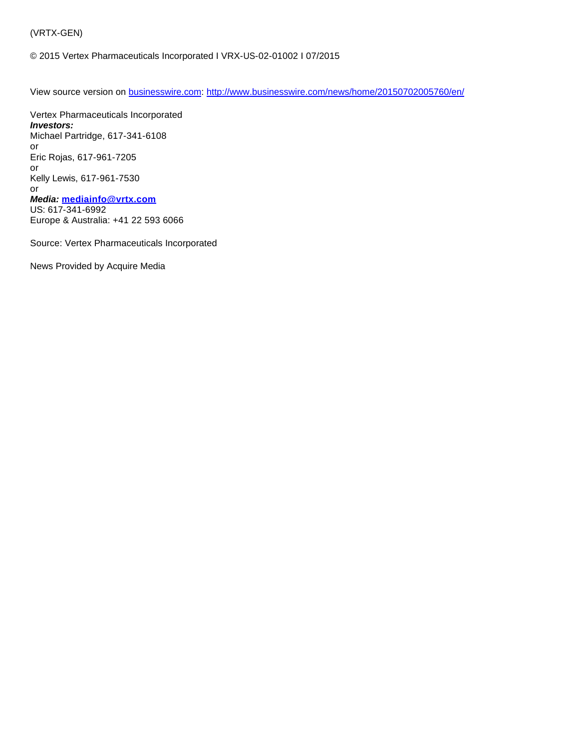(VRTX-GEN)

© 2015 Vertex Pharmaceuticals Incorporated I VRX-US-02-01002 I 07/2015

View source version on businesswire.com: http://www.businesswire.com/news/home/20150702005760/en/

Vertex Pharmaceuticals Incorporated
***Investors:***
Michael Partridge, 617-341-6108
or
Eric Rojas, 617-961-7205
or
Kelly Lewis, 617-961-7530
or
***Media:*** **mediainfo@vrtx.com**
US: 617-341-6992
Europe & Australia: +41 22 593 6066

Source: Vertex Pharmaceuticals Incorporated

News Provided by Acquire Media